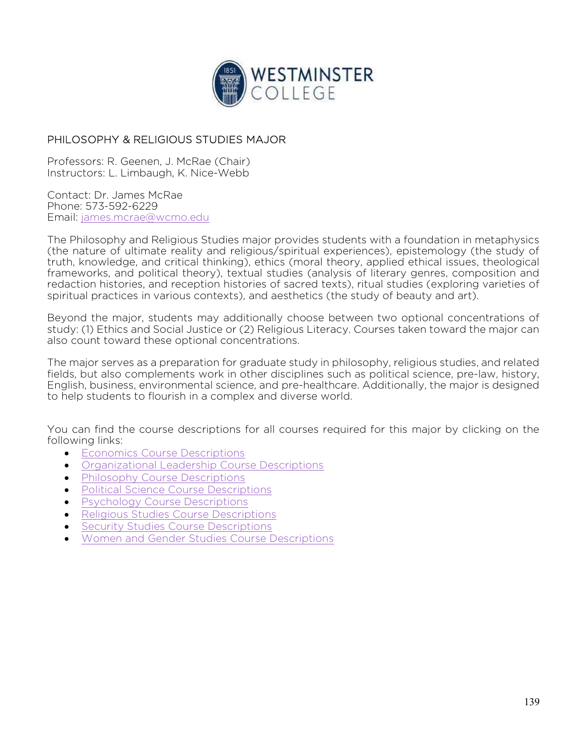# PHILOSOPHY & RELIGIOUS STUDIES MAJOR

Professors: R. Geenen, J. McRae (Chair)
Instructors: L. Limbaugh, K. Nice-Webb

Contact: Dr. James McRae
Phone: 573-592-6229
Email: james.mcrae@wcmo.edu

The Philosophy and Religious Studies major provides students with a foundation in metaphysics (the nature of ultimate reality and religious/spiritual experiences), epistemology (the study of truth, knowledge, and critical thinking), ethics (moral theory, applied ethical issues, theological frameworks, and political theory), textual studies (analysis of literary genres, composition and redaction histories, and reception histories of sacred texts), ritual studies (exploring varieties of spiritual practices in various contexts), and aesthetics (the study of beauty and art).

Beyond the major, students may additionally choose between two optional concentrations of study: (1) Ethics and Social Justice or (2) Religious Literacy. Courses taken toward the major can also count toward these optional concentrations.

The major serves as a preparation for graduate study in philosophy, religious studies, and related fields, but also complements work in other disciplines such as political science, pre-law, history, English, business, environmental science, and pre-healthcare. Additionally, the major is designed to help students to flourish in a complex and diverse world.

You can find the course descriptions for all courses required for this major by clicking on the following links:

- Economics Course Descriptions
- Organizational Leadership Course Descriptions
- Philosophy Course Descriptions
- Political Science Course Descriptions
- Psychology Course Descriptions
- Religious Studies Course Descriptions
- Security Studies Course Descriptions
- Women and Gender Studies Course Descriptions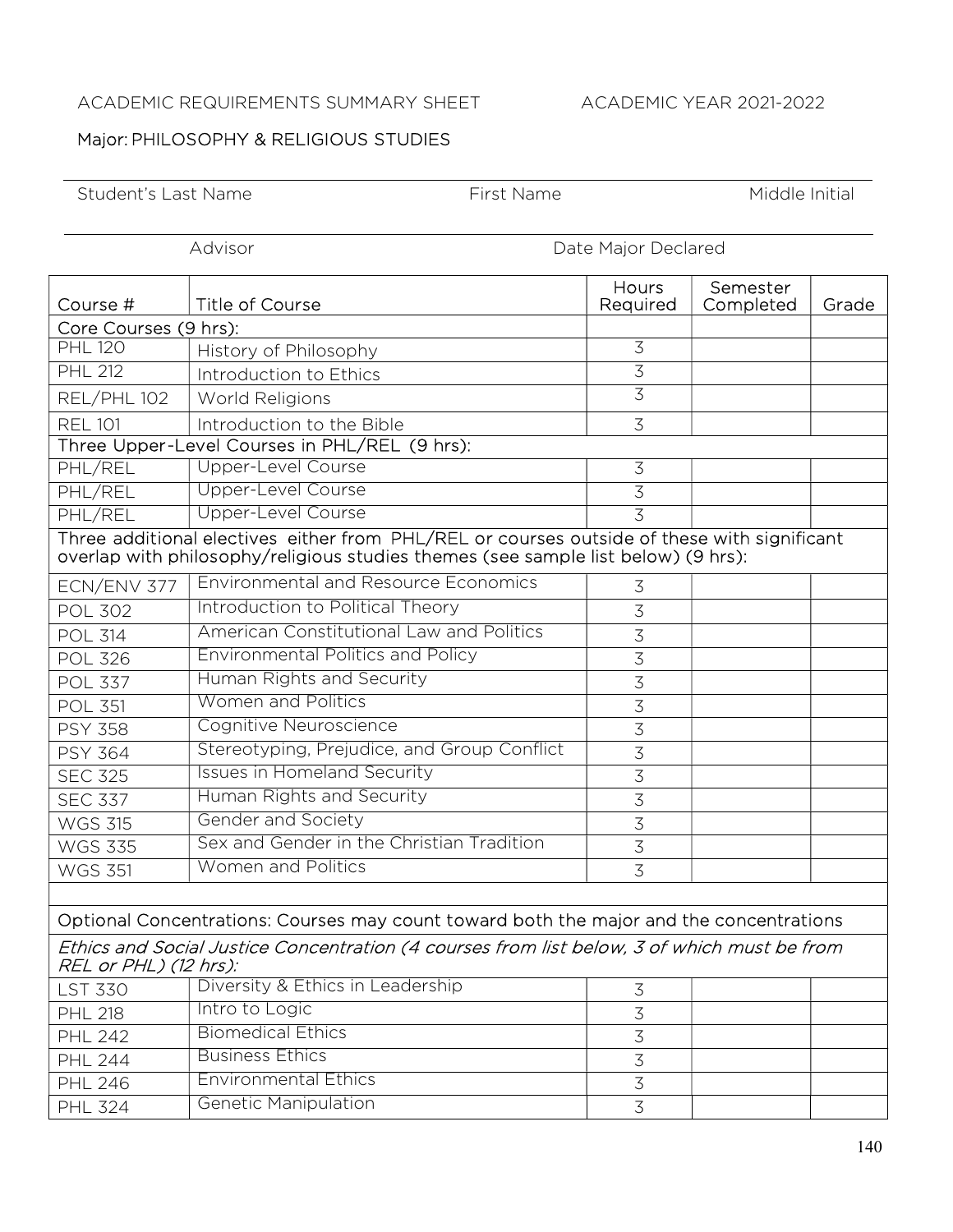ACADEMIC REQUIREMENTS SUMMARY SHEET ACADEMIC YEAR 2021-2022

Major: PHILOSOPHY & RELIGIOUS STUDIES

Student's Last Name First Name Middle Initial

Advisor Date Major Declared

| Course # | Title of Course | Hours Required | Semester Completed | Grade |
|---|---|---|---|---|
| Core Courses (9 hrs): | | | | |
| PHL 120 | History of Philosophy | 3 | | |
| PHL 212 | Introduction to Ethics | 3 | | |
| REL/PHL 102 | World Religions | 3 | | |
| REL 101 | Introduction to the Bible | 3 | | |
| Three Upper-Level Courses in PHL/REL (9 hrs): | | | | |
| PHL/REL | Upper-Level Course | 3 | | |
| PHL/REL | Upper-Level Course | 3 | | |
| PHL/REL | Upper-Level Course | 3 | | |
| Three additional electives either from PHL/REL or courses outside of these with significant overlap with philosophy/religious studies themes (see sample list below) (9 hrs): | | | | |
| ECN/ENV 377 | Environmental and Resource Economics | 3 | | |
| POL 302 | Introduction to Political Theory | 3 | | |
| POL 314 | American Constitutional Law and Politics | 3 | | |
| POL 326 | Environmental Politics and Policy | 3 | | |
| POL 337 | Human Rights and Security | 3 | | |
| POL 351 | Women and Politics | 3 | | |
| PSY 358 | Cognitive Neuroscience | 3 | | |
| PSY 364 | Stereotyping, Prejudice, and Group Conflict | 3 | | |
| SEC 325 | Issues in Homeland Security | 3 | | |
| SEC 337 | Human Rights and Security | 3 | | |
| WGS 315 | Gender and Society | 3 | | |
| WGS 335 | Sex and Gender in the Christian Tradition | 3 | | |
| WGS 351 | Women and Politics | 3 | | |
| | | | | |
| Optional Concentrations: Courses may count toward both the major and the concentrations | | | | |
| *Ethics and Social Justice Concentration (4 courses from list below, 3 of which must be from REL or PHL) (12 hrs):* | | | | |
| LST 330 | Diversity & Ethics in Leadership | 3 | | |
| PHL 218 | Intro to Logic | 3 | | |
| PHL 242 | Biomedical Ethics | 3 | | |
| PHL 244 | Business Ethics | 3 | | |
| PHL 246 | Environmental Ethics | 3 | | |
| PHL 324 | Genetic Manipulation | 3 | | |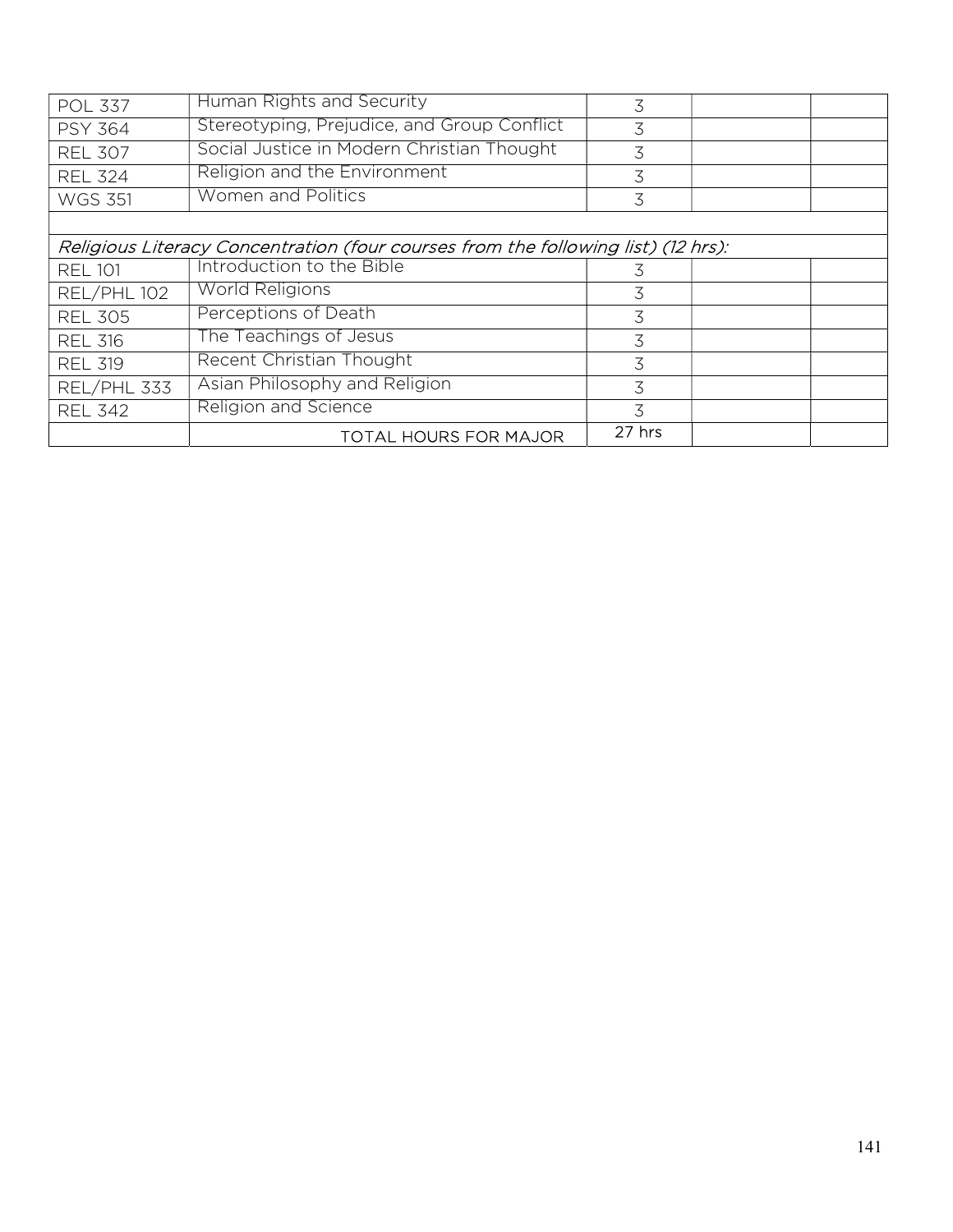| | | | | |
|---|---|---|---|---|
| POL 337 | Human Rights and Security | 3 | | |
| PSY 364 | Stereotyping, Prejudice, and Group Conflict | 3 | | |
| REL 307 | Social Justice in Modern Christian Thought | 3 | | |
| REL 324 | Religion and the Environment | 3 | | |
| WGS 351 | Women and Politics | 3 | | |
| | | | | |
| *Religious Literacy Concentration (four courses from the following list) (12 hrs):* | | | | |
| REL 101 | Introduction to the Bible | 3 | | |
| REL/PHL 102 | World Religions | 3 | | |
| REL 305 | Perceptions of Death | 3 | | |
| REL 316 | The Teachings of Jesus | 3 | | |
| REL 319 | Recent Christian Thought | 3 | | |
| REL/PHL 333 | Asian Philosophy and Religion | 3 | | |
| REL 342 | Religion and Science | 3 | | |
| | TOTAL HOURS FOR MAJOR | 27 hrs | | |